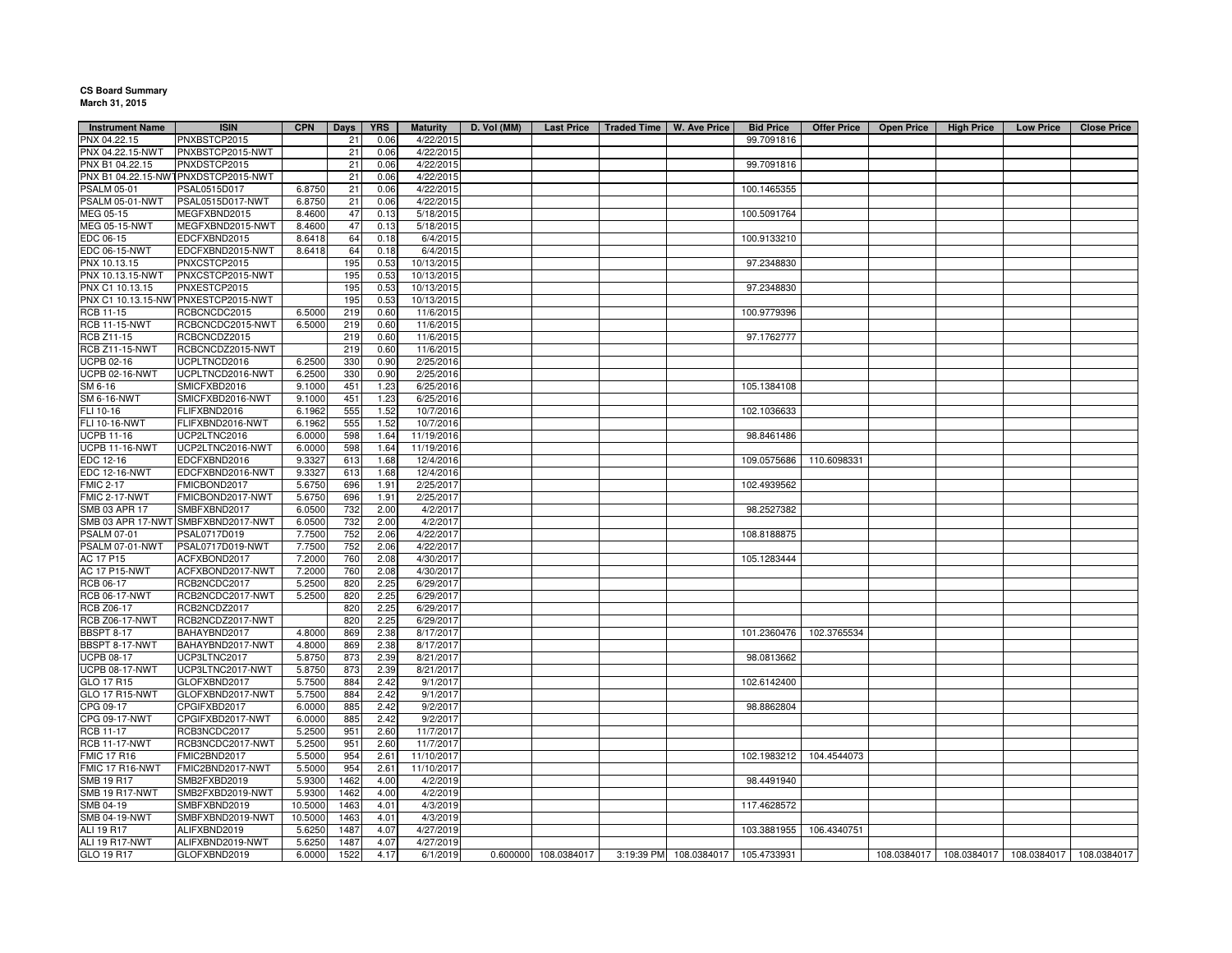**CS Board Summary**
**March 31, 2015**

| Instrument Name | ISIN | CPN | Days | YRS | Maturity | D. Vol (MM) | Last Price | Traded Time | W. Ave Price | Bid Price | Offer Price | Open Price | High Price | Low Price | Close Price |
|---|---|---|---|---|---|---|---|---|---|---|---|---|---|---|---|
| PNX 04.22.15 | PNXBSTCP2015 | | 21 | 0.06 | 4/22/2015 | | | | | 99.7091816 | | | | | |
| PNX 04.22.15-NWT | PNXBSTCP2015-NWT | | 21 | 0.06 | 4/22/2015 | | | | | | | | | | |
| PNX B1 04.22.15 | PNXDSTCP2015 | | 21 | 0.06 | 4/22/2015 | | | | | 99.7091816 | | | | | |
| PNX B1 04.22.15-NWT | PNXDSTCP2015-NWT | | 21 | 0.06 | 4/22/2015 | | | | | | | | | | |
| PSALM 05-01 | PSAL0515D017 | 6.8750 | 21 | 0.06 | 4/22/2015 | | | | | 100.1465355 | | | | | |
| PSALM 05-01-NWT | PSAL0515D017-NWT | 6.8750 | 21 | 0.06 | 4/22/2015 | | | | | | | | | | |
| MEG 05-15 | MEGFXBND2015 | 8.4600 | 47 | 0.13 | 5/18/2015 | | | | | 100.5091764 | | | | | |
| MEG 05-15-NWT | MEGFXBND2015-NWT | 8.4600 | 47 | 0.13 | 5/18/2015 | | | | | | | | | | |
| EDC 06-15 | EDCFXBND2015 | 8.6418 | 64 | 0.18 | 6/4/2015 | | | | | 100.9133210 | | | | | |
| EDC 06-15-NWT | EDCFXBND2015-NWT | 8.6418 | 64 | 0.18 | 6/4/2015 | | | | | | | | | | |
| PNX 10.13.15 | PNXCSTCP2015 | | 195 | 0.53 | 10/13/2015 | | | | | 97.2348830 | | | | | |
| PNX 10.13.15-NWT | PNXCSTCP2015-NWT | | 195 | 0.53 | 10/13/2015 | | | | | | | | | | |
| PNX C1 10.13.15 | PNXESTCP2015 | | 195 | 0.53 | 10/13/2015 | | | | | 97.2348830 | | | | | |
| PNX C1 10.13.15-NWT | PNXESTCP2015-NWT | | 195 | 0.53 | 10/13/2015 | | | | | | | | | | |
| RCB 11-15 | RCBCNCDC2015 | 6.5000 | 219 | 0.60 | 11/6/2015 | | | | | 100.9779396 | | | | | |
| RCB 11-15-NWT | RCBCNCDC2015-NWT | 6.5000 | 219 | 0.60 | 11/6/2015 | | | | | | | | | | |
| RCB Z11-15 | RCBCNCDZ2015 | | 219 | 0.60 | 11/6/2015 | | | | | 97.1762777 | | | | | |
| RCB Z11-15-NWT | RCBCNCDZ2015-NWT | | 219 | 0.60 | 11/6/2015 | | | | | | | | | | |
| UCPB 02-16 | UCPLTNCD2016 | 6.2500 | 330 | 0.90 | 2/25/2016 | | | | | | | | | | |
| UCPB 02-16-NWT | UCPLTNCD2016-NWT | 6.2500 | 330 | 0.90 | 2/25/2016 | | | | | | | | | | |
| SM 6-16 | SMICFXBD2016 | 9.1000 | 451 | 1.23 | 6/25/2016 | | | | | 105.1384108 | | | | | |
| SM 6-16-NWT | SMICFXBD2016-NWT | 9.1000 | 451 | 1.23 | 6/25/2016 | | | | | | | | | | |
| FLI 10-16 | FLIFXBND2016 | 6.1962 | 555 | 1.52 | 10/7/2016 | | | | | 102.1036633 | | | | | |
| FLI 10-16-NWT | FLIFXBND2016-NWT | 6.1962 | 555 | 1.52 | 10/7/2016 | | | | | | | | | | |
| UCPB 11-16 | UCP2LTNC2016 | 6.0000 | 598 | 1.64 | 11/19/2016 | | | | | 98.8461486 | | | | | |
| UCPB 11-16-NWT | UCP2LTNC2016-NWT | 6.0000 | 598 | 1.64 | 11/19/2016 | | | | | | | | | | |
| EDC 12-16 | EDCFXBND2016 | 9.3327 | 613 | 1.68 | 12/4/2016 | | | | | 109.0575686 | 110.6098331 | | | | |
| EDC 12-16-NWT | EDCFXBND2016-NWT | 9.3327 | 613 | 1.68 | 12/4/2016 | | | | | | | | | | |
| FMIC 2-17 | FMICBOND2017 | 5.6750 | 696 | 1.91 | 2/25/2017 | | | | | 102.4939562 | | | | | |
| FMIC 2-17-NWT | FMICBOND2017-NWT | 5.6750 | 696 | 1.91 | 2/25/2017 | | | | | | | | | | |
| SMB 03 APR 17 | SMBFXBND2017 | 6.0500 | 732 | 2.00 | 4/2/2017 | | | | | 98.2527382 | | | | | |
| SMB 03 APR 17-NWT | SMBFXBND2017-NWT | 6.0500 | 732 | 2.00 | 4/2/2017 | | | | | | | | | | |
| PSALM 07-01 | PSAL0717D019 | 7.7500 | 752 | 2.06 | 4/22/2017 | | | | | 108.8188875 | | | | | |
| PSALM 07-01-NWT | PSAL0717D019-NWT | 7.7500 | 752 | 2.06 | 4/22/2017 | | | | | | | | | | |
| AC 17 P15 | ACFXBOND2017 | 7.2000 | 760 | 2.08 | 4/30/2017 | | | | | 105.1283444 | | | | | |
| AC 17 P15-NWT | ACFXBOND2017-NWT | 7.2000 | 760 | 2.08 | 4/30/2017 | | | | | | | | | | |
| RCB 06-17 | RCB2NCDC2017 | 5.2500 | 820 | 2.25 | 6/29/2017 | | | | | | | | | | |
| RCB 06-17-NWT | RCB2NCDC2017-NWT | 5.2500 | 820 | 2.25 | 6/29/2017 | | | | | | | | | | |
| RCB Z06-17 | RCB2NCDZ2017 | | 820 | 2.25 | 6/29/2017 | | | | | | | | | | |
| RCB Z06-17-NWT | RCB2NCDZ2017-NWT | | 820 | 2.25 | 6/29/2017 | | | | | | | | | | |
| BBSPT 8-17 | BAHAYBND2017 | 4.8000 | 869 | 2.38 | 8/17/2017 | | | | | 101.2360476 | 102.3765534 | | | | |
| BBSPT 8-17-NWT | BAHAYBND2017-NWT | 4.8000 | 869 | 2.38 | 8/17/2017 | | | | | | | | | | |
| UCPB 08-17 | UCP3LTNC2017 | 5.8750 | 873 | 2.39 | 8/21/2017 | | | | | 98.0813662 | | | | | |
| UCPB 08-17-NWT | UCP3LTNC2017-NWT | 5.8750 | 873 | 2.39 | 8/21/2017 | | | | | | | | | | |
| GLO 17 R15 | GLOFXBND2017 | 5.7500 | 884 | 2.42 | 9/1/2017 | | | | | 102.6142400 | | | | | |
| GLO 17 R15-NWT | GLOFXBND2017-NWT | 5.7500 | 884 | 2.42 | 9/1/2017 | | | | | | | | | | |
| CPG 09-17 | CPGIFXBD2017 | 6.0000 | 885 | 2.42 | 9/2/2017 | | | | | 98.8862804 | | | | | |
| CPG 09-17-NWT | CPGIFXBD2017-NWT | 6.0000 | 885 | 2.42 | 9/2/2017 | | | | | | | | | | |
| RCB 11-17 | RCB3NCDC2017 | 5.2500 | 951 | 2.60 | 11/7/2017 | | | | | | | | | | |
| RCB 11-17-NWT | RCB3NCDC2017-NWT | 5.2500 | 951 | 2.60 | 11/7/2017 | | | | | | | | | | |
| FMIC 17 R16 | FMIC2BND2017 | 5.5000 | 954 | 2.61 | 11/10/2017 | | | | | 102.1983212 | 104.4544073 | | | | |
| FMIC 17 R16-NWT | FMIC2BND2017-NWT | 5.5000 | 954 | 2.61 | 11/10/2017 | | | | | | | | | | |
| SMB 19 R17 | SMB2FXBD2019 | 5.9300 | 1462 | 4.00 | 4/2/2019 | | | | | 98.4491940 | | | | | |
| SMB 19 R17-NWT | SMB2FXBD2019-NWT | 5.9300 | 1462 | 4.00 | 4/2/2019 | | | | | | | | | | |
| SMB 04-19 | SMBFXBND2019 | 10.5000 | 1463 | 4.01 | 4/3/2019 | | | | | 117.4628572 | | | | | |
| SMB 04-19-NWT | SMBFXBND2019-NWT | 10.5000 | 1463 | 4.01 | 4/3/2019 | | | | | | | | | | |
| ALI 19 R17 | ALIFXBND2019 | 5.6250 | 1487 | 4.07 | 4/27/2019 | | | | | 103.3881955 | 106.4340751 | | | | |
| ALI 19 R17-NWT | ALIFXBND2019-NWT | 5.6250 | 1487 | 4.07 | 4/27/2019 | | | | | | | | | | |
| GLO 19 R17 | GLOFXBND2019 | 6.0000 | 1522 | 4.17 | 6/1/2019 | 0.600000 | 108.0384017 | 3:19:39 PM | 108.0384017 | 105.4733931 | | 108.0384017 | 108.0384017 | 108.0384017 | 108.0384017 |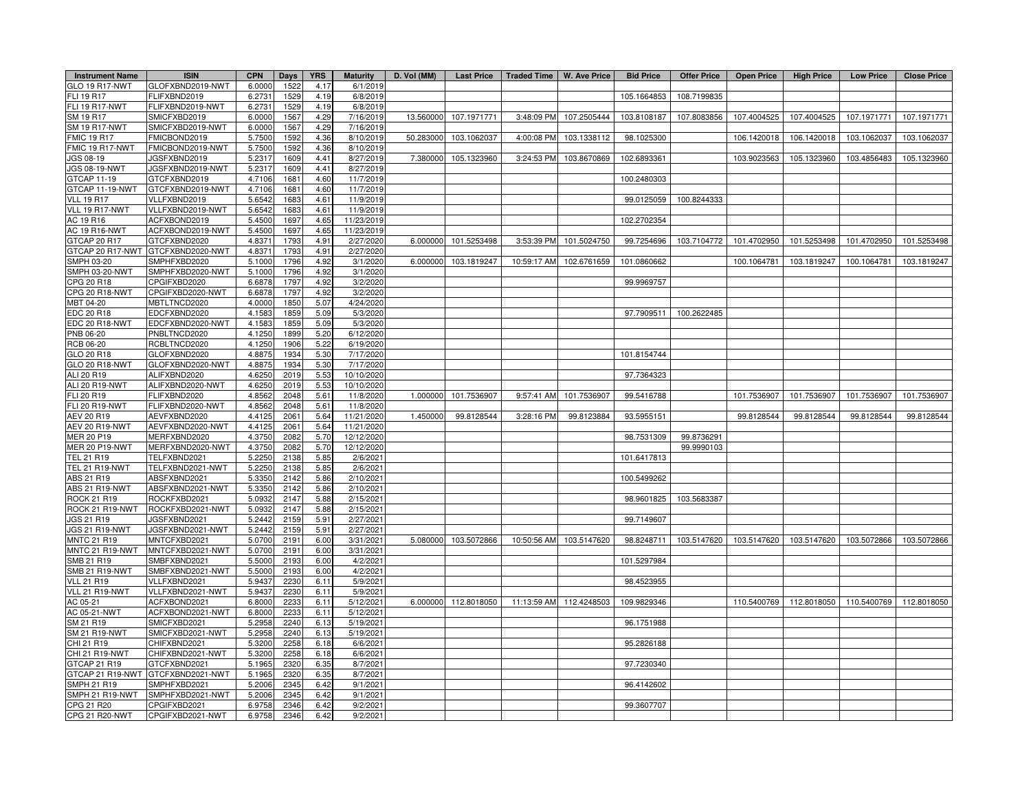| Instrument Name | ISIN | CPN | Days | YRS | Maturity | D. Vol (MM) | Last Price | Traded Time | W. Ave Price | Bid Price | Offer Price | Open Price | High Price | Low Price | Close Price |
|---|---|---|---|---|---|---|---|---|---|---|---|---|---|---|---|
| GLO 19 R17-NWT | GLOFXBND2019-NWT | 6.0000 | 1522 | 4.17 | 6/1/2019 | | | | | | | | | | |
| FLI 19 R17 | FLIFXBND2019 | 6.2731 | 1529 | 4.19 | 6/8/2019 | | | | | 105.1664853 | 108.7199835 | | | | |
| FLI 19 R17-NWT | FLIFXBND2019-NWT | 6.2731 | 1529 | 4.19 | 6/8/2019 | | | | | | | | | | |
| SM 19 R17 | SMICFXBD2019 | 6.0000 | 1567 | 4.29 | 7/16/2019 | 13.560000 | 107.1971771 | 3:48:09 PM | 107.2505444 | 103.8108187 | 107.8083856 | 107.4004525 | 107.4004525 | 107.1971771 | 107.1971771 |
| SM 19 R17-NWT | SMICFXBD2019-NWT | 6.0000 | 1567 | 4.29 | 7/16/2019 | | | | | | | | | | |
| FMIC 19 R17 | FMICBOND2019 | 5.7500 | 1592 | 4.36 | 8/10/2019 | 50.283000 | 103.1062037 | 4:00:08 PM | 103.1338112 | 98.1025300 | | 106.1420018 | 106.1420018 | 103.1062037 | 103.1062037 |
| FMIC 19 R17-NWT | FMICBOND2019-NWT | 5.7500 | 1592 | 4.36 | 8/10/2019 | | | | | | | | | | |
| JGS 08-19 | JGSFXBND2019 | 5.2317 | 1609 | 4.41 | 8/27/2019 | 7.380000 | 105.1323960 | 3:24:53 PM | 103.8670869 | 102.6893361 | | 103.9023563 | 105.1323960 | 103.4856483 | 105.1323960 |
| JGS 08-19-NWT | JGSFXBND2019-NWT | 5.2317 | 1609 | 4.41 | 8/27/2019 | | | | | | | | | | |
| GTCAP 11-19 | GTCFXBND2019 | 4.7106 | 1681 | 4.60 | 11/7/2019 | | | | | 100.2480303 | | | | | |
| GTCAP 11-19-NWT | GTCFXBND2019-NWT | 4.7106 | 1681 | 4.60 | 11/7/2019 | | | | | | | | | | |
| VLL 19 R17 | VLLFXBND2019 | 5.6542 | 1683 | 4.61 | 11/9/2019 | | | | | 99.0125059 | 100.8244333 | | | | |
| VLL 19 R17-NWT | VLLFXBND2019-NWT | 5.6542 | 1683 | 4.61 | 11/9/2019 | | | | | | | | | | |
| AC 19 R16 | ACFXBOND2019 | 5.4500 | 1697 | 4.65 | 11/23/2019 | | | | | 102.2702354 | | | | | |
| AC 19 R16-NWT | ACFXBOND2019-NWT | 5.4500 | 1697 | 4.65 | 11/23/2019 | | | | | | | | | | |
| GTCAP 20 R17 | GTCFXBND2020 | 4.8371 | 1793 | 4.91 | 2/27/2020 | 6.000000 | 101.5253498 | 3:53:39 PM | 101.5024750 | 99.7254696 | 103.7104772 | 101.4702950 | 101.5253498 | 101.4702950 | 101.5253498 |
| GTCAP 20 R17-NWT | GTCFXBND2020-NWT | 4.8371 | 1793 | 4.91 | 2/27/2020 | | | | | | | | | | |
| SMPH 03-20 | SMPHFXBD2020 | 5.1000 | 1796 | 4.92 | 3/1/2020 | 6.000000 | 103.1819247 | 10:59:17 AM | 102.6761659 | 101.0860662 | | 100.1064781 | 103.1819247 | 100.1064781 | 103.1819247 |
| SMPH 03-20-NWT | SMPHFXBD2020-NWT | 5.1000 | 1796 | 4.92 | 3/1/2020 | | | | | | | | | | |
| CPG 20 R18 | CPGIFXBD2020 | 6.6878 | 1797 | 4.92 | 3/2/2020 | | | | | 99.9969757 | | | | | |
| CPG 20 R18-NWT | CPGIFXBD2020-NWT | 6.6878 | 1797 | 4.92 | 3/2/2020 | | | | | | | | | | |
| MBT 04-20 | MBTLTNCD2020 | 4.0000 | 1850 | 5.07 | 4/24/2020 | | | | | | | | | | |
| EDC 20 R18 | EDCFXBND2020 | 4.1583 | 1859 | 5.09 | 5/3/2020 | | | | | 97.7909511 | 100.2622485 | | | | |
| EDC 20 R18-NWT | EDCFXBND2020-NWT | 4.1583 | 1859 | 5.09 | 5/3/2020 | | | | | | | | | | |
| PNB 06-20 | PNBLTNCD2020 | 4.1250 | 1899 | 5.20 | 6/12/2020 | | | | | | | | | | |
| RCB 06-20 | RCBLTNCD2020 | 4.1250 | 1906 | 5.22 | 6/19/2020 | | | | | | | | | | |
| GLO 20 R18 | GLOFXBND2020 | 4.8875 | 1934 | 5.30 | 7/17/2020 | | | | | 101.8154744 | | | | | |
| GLO 20 R18-NWT | GLOFXBND2020-NWT | 4.8875 | 1934 | 5.30 | 7/17/2020 | | | | | | | | | | |
| ALI 20 R19 | ALIFXBND2020 | 4.6250 | 2019 | 5.53 | 10/10/2020 | | | | | 97.7364323 | | | | | |
| ALI 20 R19-NWT | ALIFXBND2020-NWT | 4.6250 | 2019 | 5.53 | 10/10/2020 | | | | | | | | | | |
| FLI 20 R19 | FLIFXBND2020 | 4.8562 | 2048 | 5.61 | 11/8/2020 | 1.000000 | 101.7536907 | 9:57:41 AM | 101.7536907 | 99.5416788 | | 101.7536907 | 101.7536907 | 101.7536907 | 101.7536907 |
| FLI 20 R19-NWT | FLIFXBND2020-NWT | 4.8562 | 2048 | 5.61 | 11/8/2020 | | | | | | | | | | |
| AEV 20 R19 | AEVFXBND2020 | 4.4125 | 2061 | 5.64 | 11/21/2020 | 1.450000 | 99.8128544 | 3:28:16 PM | 99.8123884 | 93.5955151 | | 99.8128544 | 99.8128544 | 99.8128544 | 99.8128544 |
| AEV 20 R19-NWT | AEVFXBND2020-NWT | 4.4125 | 2061 | 5.64 | 11/21/2020 | | | | | | | | | | |
| MER 20 P19 | MERFXBND2020 | 4.3750 | 2082 | 5.70 | 12/12/2020 | | | | | 98.7531309 | 99.8736291 | | | | |
| MER 20 P19-NWT | MERFXBND2020-NWT | 4.3750 | 2082 | 5.70 | 12/12/2020 | | | | | | 99.9990103 | | | | |
| TEL 21 R19 | TELFXBND2021 | 5.2250 | 2138 | 5.85 | 2/6/2021 | | | | | 101.6417813 | | | | | |
| TEL 21 R19-NWT | TELFXBND2021-NWT | 5.2250 | 2138 | 5.85 | 2/6/2021 | | | | | | | | | | |
| ABS 21 R19 | ABSFXBND2021 | 5.3350 | 2142 | 5.86 | 2/10/2021 | | | | | 100.5499262 | | | | | |
| ABS 21 R19-NWT | ABSFXBND2021-NWT | 5.3350 | 2142 | 5.86 | 2/10/2021 | | | | | | | | | | |
| ROCK 21 R19 | ROCKFXBD2021 | 5.0932 | 2147 | 5.88 | 2/15/2021 | | | | | 98.9601825 | 103.5683387 | | | | |
| ROCK 21 R19-NWT | ROCKFXBD2021-NWT | 5.0932 | 2147 | 5.88 | 2/15/2021 | | | | | | | | | | |
| JGS 21 R19 | JGSFXBND2021 | 5.2442 | 2159 | 5.91 | 2/27/2021 | | | | | 99.7149607 | | | | | |
| JGS 21 R19-NWT | JGSFXBND2021-NWT | 5.2442 | 2159 | 5.91 | 2/27/2021 | | | | | | | | | | |
| MNTC 21 R19 | MNTCFXBD2021 | 5.0700 | 2191 | 6.00 | 3/31/2021 | 5.080000 | 103.5072866 | 10:50:56 AM | 103.5147620 | 98.8248711 | 103.5147620 | 103.5147620 | 103.5147620 | 103.5072866 | 103.5072866 |
| MNTC 21 R19-NWT | MNTCFXBD2021-NWT | 5.0700 | 2191 | 6.00 | 3/31/2021 | | | | | | | | | | |
| SMB 21 R19 | SMBFXBND2021 | 5.5000 | 2193 | 6.00 | 4/2/2021 | | | | | 101.5297984 | | | | | |
| SMB 21 R19-NWT | SMBFXBND2021-NWT | 5.5000 | 2193 | 6.00 | 4/2/2021 | | | | | | | | | | |
| VLL 21 R19 | VLLFXBND2021 | 5.9437 | 2230 | 6.11 | 5/9/2021 | | | | | 98.4523955 | | | | | |
| VLL 21 R19-NWT | VLLFXBND2021-NWT | 5.9437 | 2230 | 6.11 | 5/9/2021 | | | | | | | | | | |
| AC 05-21 | ACFXBOND2021 | 6.8000 | 2233 | 6.11 | 5/12/2021 | 6.000000 | 112.8018050 | 11:13:59 AM | 112.4248503 | 109.9829346 | | 110.5400769 | 112.8018050 | 110.5400769 | 112.8018050 |
| AC 05-21-NWT | ACFXBOND2021-NWT | 6.8000 | 2233 | 6.11 | 5/12/2021 | | | | | | | | | | |
| SM 21 R19 | SMICFXBD2021 | 5.2958 | 2240 | 6.13 | 5/19/2021 | | | | | 96.1751988 | | | | | |
| SM 21 R19-NWT | SMICFXBD2021-NWT | 5.2958 | 2240 | 6.13 | 5/19/2021 | | | | | | | | | | |
| CHI 21 R19 | CHIFXBND2021 | 5.3200 | 2258 | 6.18 | 6/6/2021 | | | | | 95.2826188 | | | | | |
| CHI 21 R19-NWT | CHIFXBND2021-NWT | 5.3200 | 2258 | 6.18 | 6/6/2021 | | | | | | | | | | |
| GTCAP 21 R19 | GTCFXBND2021 | 5.1965 | 2320 | 6.35 | 8/7/2021 | | | | | 97.7230340 | | | | | |
| GTCAP 21 R19-NWT | GTCFXBND2021-NWT | 5.1965 | 2320 | 6.35 | 8/7/2021 | | | | | | | | | | |
| SMPH 21 R19 | SMPHFXBD2021 | 5.2006 | 2345 | 6.42 | 9/1/2021 | | | | | 96.4142602 | | | | | |
| SMPH 21 R19-NWT | SMPHFXBD2021-NWT | 5.2006 | 2345 | 6.42 | 9/1/2021 | | | | | | | | | | |
| CPG 21 R20 | CPGIFXBD2021 | 6.9758 | 2346 | 6.42 | 9/2/2021 | | | | | 99.3607707 | | | | | |
| CPG 21 R20-NWT | CPGIFXBD2021-NWT | 6.9758 | 2346 | 6.42 | 9/2/2021 | | | | | | | | | | |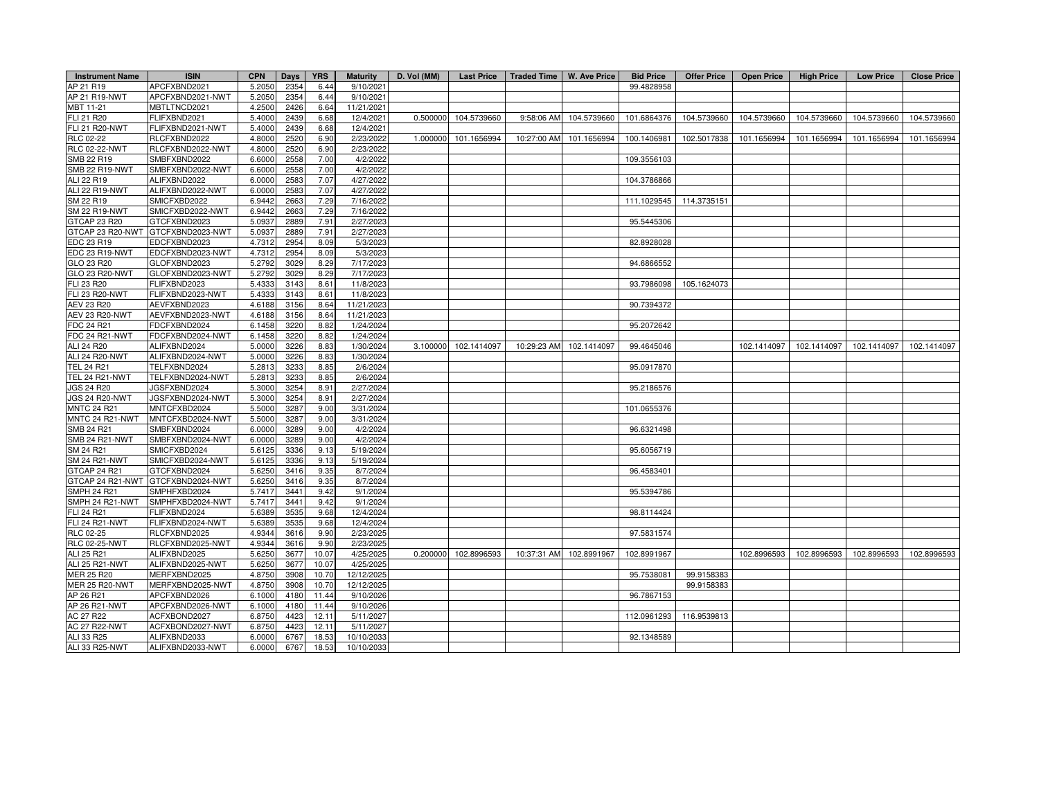| Instrument Name | ISIN | CPN | Days | YRS | Maturity | D. Vol (MM) | Last Price | Traded Time | W. Ave Price | Bid Price | Offer Price | Open Price | High Price | Low Price | Close Price |
|---|---|---|---|---|---|---|---|---|---|---|---|---|---|---|---|
| AP 21 R19 | APCFXBND2021 | 5.2050 | 2354 | 6.44 | 9/10/2021 | | | | | 99.4828958 | | | | | |
| AP 21 R19-NWT | APCFXBND2021-NWT | 5.2050 | 2354 | 6.44 | 9/10/2021 | | | | | | | | | | |
| MBT 11-21 | MBTLTNCD2021 | 4.2500 | 2426 | 6.64 | 11/21/2021 | | | | | | | | | | |
| FLI 21 R20 | FLIFXBND2021 | 5.4000 | 2439 | 6.68 | 12/4/2021 | 0.500000 | 104.5739660 | 9:58:06 AM | 104.5739660 | 101.6864376 | 104.5739660 | 104.5739660 | 104.5739660 | 104.5739660 | 104.5739660 |
| FLI 21 R20-NWT | FLIFXBND2021-NWT | 5.4000 | 2439 | 6.68 | 12/4/2021 | | | | | | | | | | |
| RLC 02-22 | RLCFXBND2022 | 4.8000 | 2520 | 6.90 | 2/23/2022 | 1.000000 | 101.1656994 | 10:27:00 AM | 101.1656994 | 100.1406981 | 102.5017838 | 101.1656994 | 101.1656994 | 101.1656994 | 101.1656994 |
| RLC 02-22-NWT | RLCFXBND2022-NWT | 4.8000 | 2520 | 6.90 | 2/23/2022 | | | | | | | | | | |
| SMB 22 R19 | SMBFXBND2022 | 6.6000 | 2558 | 7.00 | 4/2/2022 | | | | | 109.3556103 | | | | | |
| SMB 22 R19-NWT | SMBFXBND2022-NWT | 6.6000 | 2558 | 7.00 | 4/2/2022 | | | | | | | | | | |
| ALI 22 R19 | ALIFXBND2022 | 6.0000 | 2583 | 7.07 | 4/27/2022 | | | | | 104.3786866 | | | | | |
| ALI 22 R19-NWT | ALIFXBND2022-NWT | 6.0000 | 2583 | 7.07 | 4/27/2022 | | | | | | | | | | |
| SM 22 R19 | SMICFXBD2022 | 6.9442 | 2663 | 7.29 | 7/16/2022 | | | | | 111.1029545 | 114.3735151 | | | | |
| SM 22 R19-NWT | SMICFXBD2022-NWT | 6.9442 | 2663 | 7.29 | 7/16/2022 | | | | | | | | | | |
| GTCAP 23 R20 | GTCFXBND2023 | 5.0937 | 2889 | 7.91 | 2/27/2023 | | | | | 95.5445306 | | | | | |
| GTCAP 23 R20-NWT | GTCFXBND2023-NWT | 5.0937 | 2889 | 7.91 | 2/27/2023 | | | | | | | | | | |
| EDC 23 R19 | EDCFXBND2023 | 4.7312 | 2954 | 8.09 | 5/3/2023 | | | | | 82.8928028 | | | | | |
| EDC 23 R19-NWT | EDCFXBND2023-NWT | 4.7312 | 2954 | 8.09 | 5/3/2023 | | | | | | | | | | |
| GLO 23 R20 | GLOFXBND2023 | 5.2792 | 3029 | 8.29 | 7/17/2023 | | | | | 94.6866552 | | | | | |
| GLO 23 R20-NWT | GLOFXBND2023-NWT | 5.2792 | 3029 | 8.29 | 7/17/2023 | | | | | | | | | | |
| FLI 23 R20 | FLIFXBND2023 | 5.4333 | 3143 | 8.61 | 11/8/2023 | | | | | 93.7986098 | 105.1624073 | | | | |
| FLI 23 R20-NWT | FLIFXBND2023-NWT | 5.4333 | 3143 | 8.61 | 11/8/2023 | | | | | | | | | | |
| AEV 23 R20 | AEVFXBND2023 | 4.6188 | 3156 | 8.64 | 11/21/2023 | | | | | 90.7394372 | | | | | |
| AEV 23 R20-NWT | AEVFXBND2023-NWT | 4.6188 | 3156 | 8.64 | 11/21/2023 | | | | | | | | | | |
| FDC 24 R21 | FDCFXBND2024 | 6.1458 | 3220 | 8.82 | 1/24/2024 | | | | | 95.2072642 | | | | | |
| FDC 24 R21-NWT | FDCFXBND2024-NWT | 6.1458 | 3220 | 8.82 | 1/24/2024 | | | | | | | | | | |
| ALI 24 R20 | ALIFXBND2024 | 5.0000 | 3226 | 8.83 | 1/30/2024 | 3.100000 | 102.1414097 | 10:29:23 AM | 102.1414097 | 99.4645046 | | 102.1414097 | 102.1414097 | 102.1414097 | 102.1414097 |
| ALI 24 R20-NWT | ALIFXBND2024-NWT | 5.0000 | 3226 | 8.83 | 1/30/2024 | | | | | | | | | | |
| TEL 24 R21 | TELFXBND2024 | 5.2813 | 3233 | 8.85 | 2/6/2024 | | | | | 95.0917870 | | | | | |
| TEL 24 R21-NWT | TELFXBND2024-NWT | 5.2813 | 3233 | 8.85 | 2/6/2024 | | | | | | | | | | |
| JGS 24 R20 | JGSFXBND2024 | 5.3000 | 3254 | 8.91 | 2/27/2024 | | | | | 95.2186576 | | | | | |
| JGS 24 R20-NWT | JGSFXBND2024-NWT | 5.3000 | 3254 | 8.91 | 2/27/2024 | | | | | | | | | | |
| MNTC 24 R21 | MNTCFXBD2024 | 5.5000 | 3287 | 9.00 | 3/31/2024 | | | | | 101.0655376 | | | | | |
| MNTC 24 R21-NWT | MNTCFXBD2024-NWT | 5.5000 | 3287 | 9.00 | 3/31/2024 | | | | | | | | | | |
| SMB 24 R21 | SMBFXBND2024 | 6.0000 | 3289 | 9.00 | 4/2/2024 | | | | | 96.6321498 | | | | | |
| SMB 24 R21-NWT | SMBFXBND2024-NWT | 6.0000 | 3289 | 9.00 | 4/2/2024 | | | | | | | | | | |
| SM 24 R21 | SMICFXBD2024 | 5.6125 | 3336 | 9.13 | 5/19/2024 | | | | | 95.6056719 | | | | | |
| SM 24 R21-NWT | SMICFXBD2024-NWT | 5.6125 | 3336 | 9.13 | 5/19/2024 | | | | | | | | | | |
| GTCAP 24 R21 | GTCFXBND2024 | 5.6250 | 3416 | 9.35 | 8/7/2024 | | | | | 96.4583401 | | | | | |
| GTCAP 24 R21-NWT | GTCFXBND2024-NWT | 5.6250 | 3416 | 9.35 | 8/7/2024 | | | | | | | | | | |
| SMPH 24 R21 | SMPHFXBD2024 | 5.7417 | 3441 | 9.42 | 9/1/2024 | | | | | 95.5394786 | | | | | |
| SMPH 24 R21-NWT | SMPHFXBD2024-NWT | 5.7417 | 3441 | 9.42 | 9/1/2024 | | | | | | | | | | |
| FLI 24 R21 | FLIFXBND2024 | 5.6389 | 3535 | 9.68 | 12/4/2024 | | | | | 98.8114424 | | | | | |
| FLI 24 R21-NWT | FLIFXBND2024-NWT | 5.6389 | 3535 | 9.68 | 12/4/2024 | | | | | | | | | | |
| RLC 02-25 | RLCFXBND2025 | 4.9344 | 3616 | 9.90 | 2/23/2025 | | | | | 97.5831574 | | | | | |
| RLC 02-25-NWT | RLCFXBND2025-NWT | 4.9344 | 3616 | 9.90 | 2/23/2025 | | | | | | | | | | |
| ALI 25 R21 | ALIFXBND2025 | 5.6250 | 3677 | 10.07 | 4/25/2025 | 0.200000 | 102.8996593 | 10:37:31 AM | 102.8991967 | 102.8991967 | | 102.8996593 | 102.8996593 | 102.8996593 | 102.8996593 |
| ALI 25 R21-NWT | ALIFXBND2025-NWT | 5.6250 | 3677 | 10.07 | 4/25/2025 | | | | | | | | | | |
| MER 25 R20 | MERFXBND2025 | 4.8750 | 3908 | 10.70 | 12/12/2025 | | | | | 95.7538081 | 99.9158383 | | | | |
| MER 25 R20-NWT | MERFXBND2025-NWT | 4.8750 | 3908 | 10.70 | 12/12/2025 | | | | | | 99.9158383 | | | | |
| AP 26 R21 | APCFXBND2026 | 6.1000 | 4180 | 11.44 | 9/10/2026 | | | | | 96.7867153 | | | | | |
| AP 26 R21-NWT | APCFXBND2026-NWT | 6.1000 | 4180 | 11.44 | 9/10/2026 | | | | | | | | | | |
| AC 27 R22 | ACFXBOND2027 | 6.8750 | 4423 | 12.11 | 5/11/2027 | | | | | 112.0961293 | 116.9539813 | | | | |
| AC 27 R22-NWT | ACFXBOND2027-NWT | 6.8750 | 4423 | 12.11 | 5/11/2027 | | | | | | | | | | |
| ALI 33 R25 | ALIFXBND2033 | 6.0000 | 6767 | 18.53 | 10/10/2033 | | | | | 92.1348589 | | | | | |
| ALI 33 R25-NWT | ALIFXBND2033-NWT | 6.0000 | 6767 | 18.53 | 10/10/2033 | | | | | | | | | | |